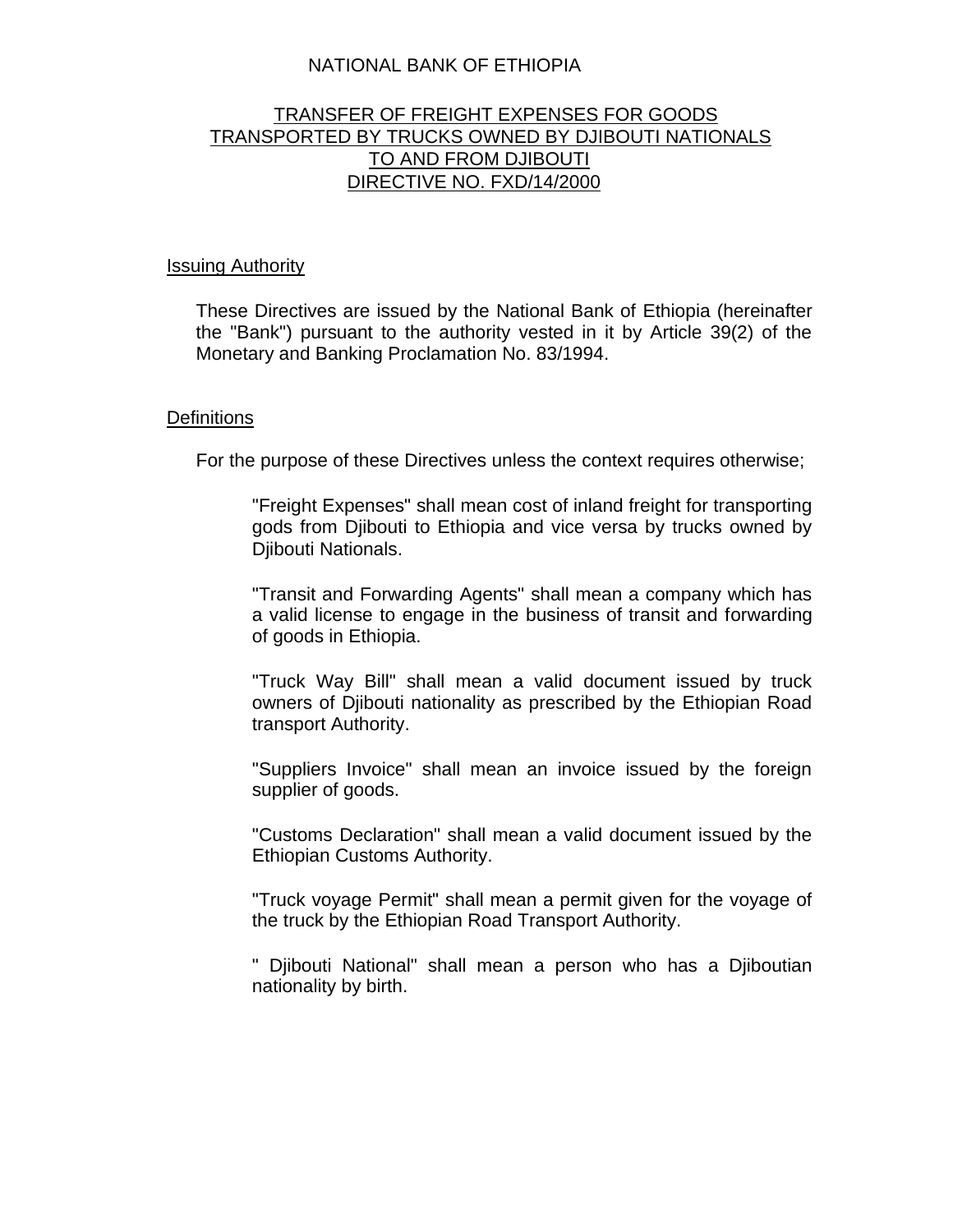# NATIONAL BANK OF ETHIOPIA

## TRANSFER OF FREIGHT EXPENSES FOR GOODS TRANSPORTED BY TRUCKS OWNED BY DJIBOUTI NATIONALS TO AND FROM DJIBOUTI
## DIRECTIVE NO. FXD/14/2000

### Issuing Authority

These Directives are issued by the National Bank of Ethiopia (hereinafter the "Bank") pursuant to the authority vested in it by Article 39(2) of the Monetary and Banking Proclamation No. 83/1994.

### Definitions

For the purpose of these Directives unless the context requires otherwise;

"Freight Expenses" shall mean cost of inland freight for transporting gods from Djibouti to Ethiopia and vice versa by trucks owned by Djibouti Nationals.

"Transit and Forwarding Agents" shall mean a company which has a valid license to engage in the business of transit and forwarding of goods in Ethiopia.

"Truck Way Bill" shall mean a valid document issued by truck owners of Djibouti nationality as prescribed by the Ethiopian Road transport Authority.

"Suppliers Invoice" shall mean an invoice issued by the foreign supplier of goods.

"Customs Declaration" shall mean a valid document issued by the Ethiopian Customs Authority.

"Truck voyage Permit" shall mean a permit given for the voyage of the truck by the Ethiopian Road Transport Authority.

" Djibouti National" shall mean a person who has a Djiboutian nationality by birth.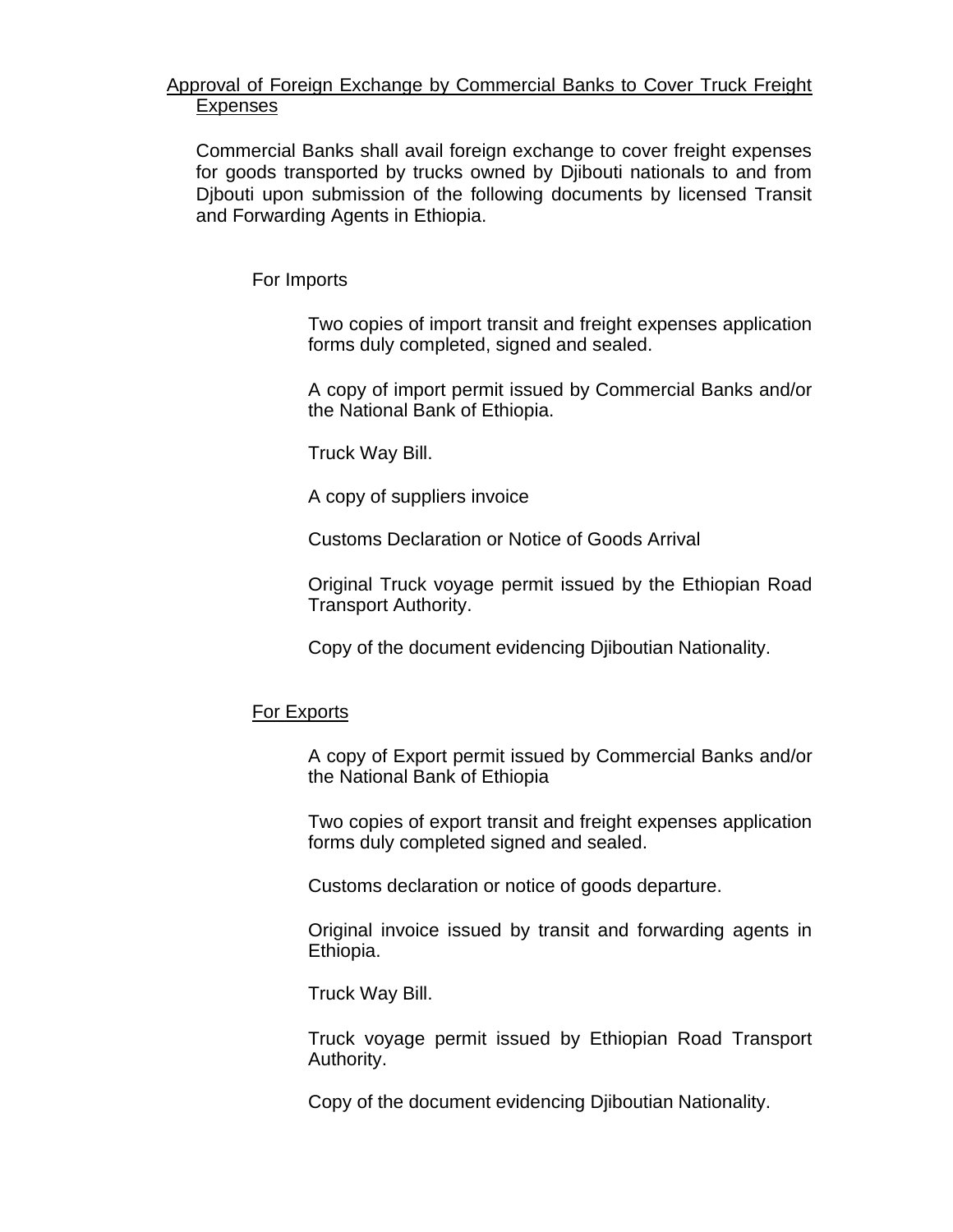<u>Approval of Foreign Exchange by Commercial Banks to Cover Truck Freight Expenses</u>

Commercial Banks shall avail foreign exchange to cover freight expenses for goods transported by trucks owned by Djibouti nationals to and from Djbouti upon submission of the following documents by licensed Transit and Forwarding Agents in Ethiopia.

For Imports

- Two copies of import transit and freight expenses application forms duly completed, signed and sealed.
- A copy of import permit issued by Commercial Banks and/or the National Bank of Ethiopia.
- Truck Way Bill.
- A copy of suppliers invoice
- Customs Declaration or Notice of Goods Arrival
- Original Truck voyage permit issued by the Ethiopian Road Transport Authority.
- Copy of the document evidencing Djiboutian Nationality.

<u>For Exports</u>

- A copy of Export permit issued by Commercial Banks and/or the National Bank of Ethiopia
- Two copies of export transit and freight expenses application forms duly completed signed and sealed.
- Customs declaration or notice of goods departure.
- Original invoice issued by transit and forwarding agents in Ethiopia.
- Truck Way Bill.
- Truck voyage permit issued by Ethiopian Road Transport Authority.
- Copy of the document evidencing Djiboutian Nationality.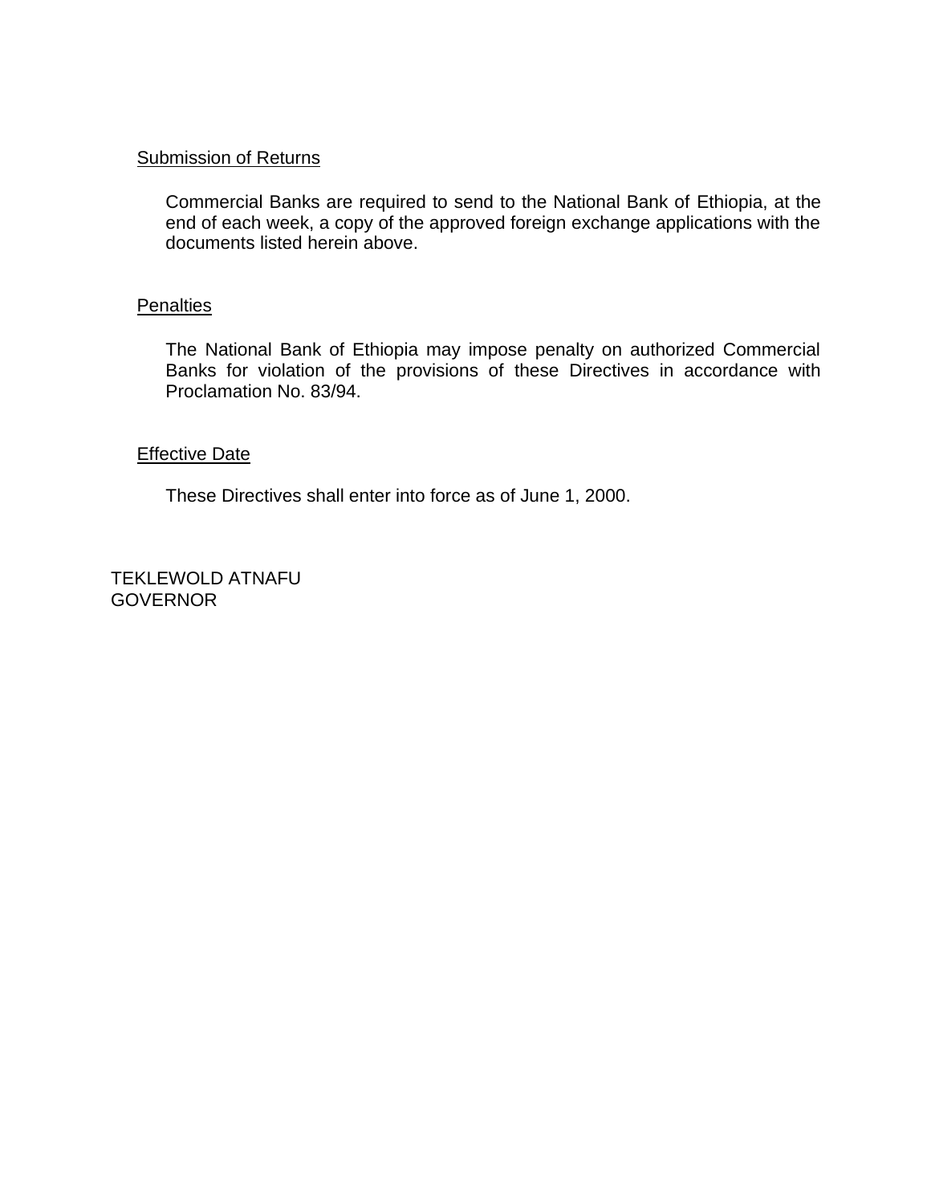Submission of Returns

Commercial Banks are required to send to the National Bank of Ethiopia, at the end of each week, a copy of the approved foreign exchange applications with the documents listed herein above.

Penalties

The National Bank of Ethiopia may impose penalty on authorized Commercial Banks for violation of the provisions of these Directives in accordance with Proclamation No. 83/94.

Effective Date

These Directives shall enter into force as of June 1, 2000.

TEKLEWOLD ATNAFU
GOVERNOR